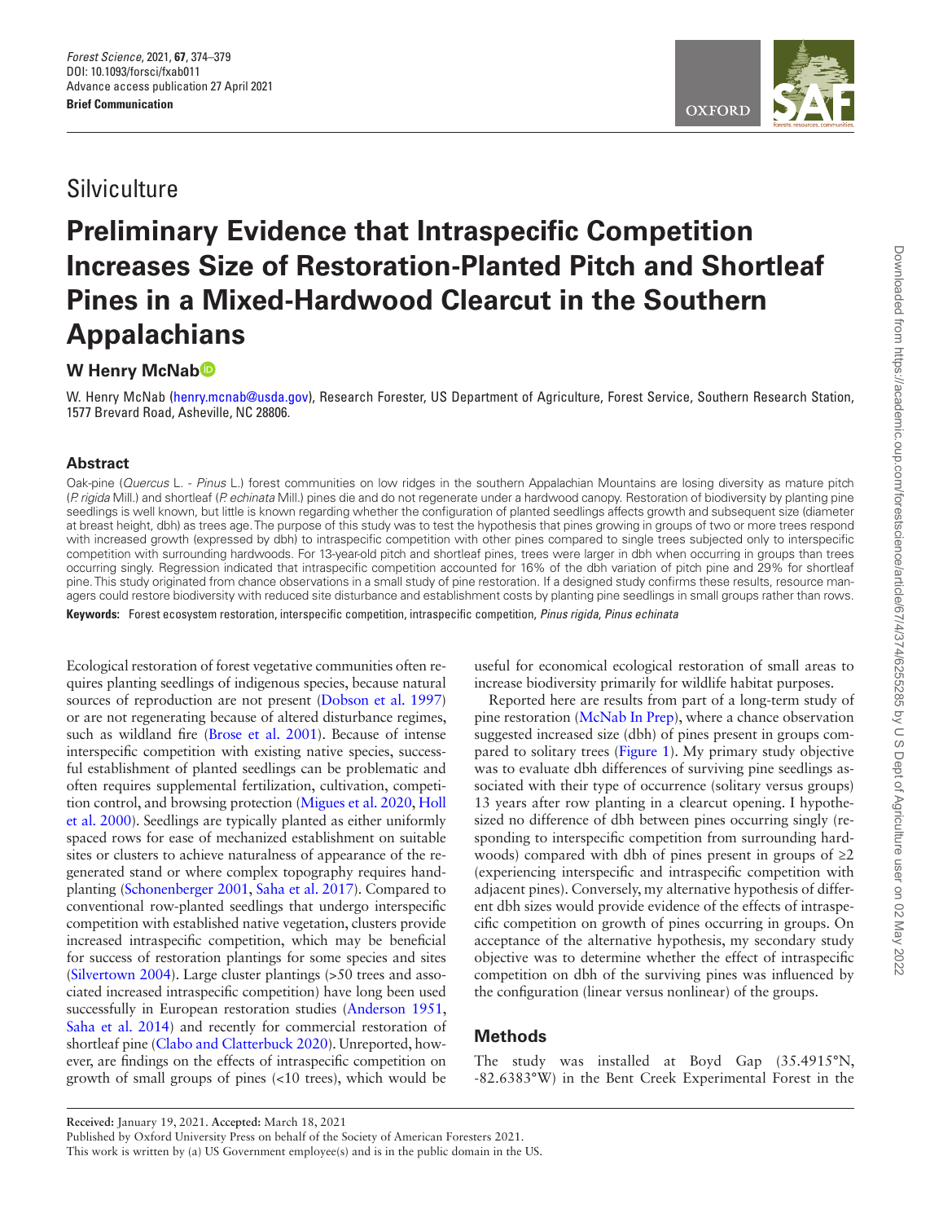Brief Communication

Silviculture

# Preliminary Evidence that Intraspecific Competition Increases Size of Restoration-Planted Pitch and Shortleaf Pines in a Mixed-Hardwood Clearcut in the Southern Appalachians

## W Henry McNab

W. Henry McNab (henry.mcnab@usda.gov), Research Forester, US Department of Agriculture, Forest Service, Southern Research Station, 1577 Brevard Road, Asheville, NC 28806.

## Abstract

Oak-pine (*Quercus* L. - *Pinus* L.) forest communities on low ridges in the southern Appalachian Mountains are losing diversity as mature pitch (*P. rigida* Mill.) and shortleaf (*P. echinata* Mill.) pines die and do not regenerate under a hardwood canopy. Restoration of biodiversity by planting pine seedlings is well known, but little is known regarding whether the configuration of planted seedlings affects growth and subsequent size (diameter at breast height, dbh) as trees age. The purpose of this study was to test the hypothesis that pines growing in groups of two or more trees respond with increased growth (expressed by dbh) to intraspecific competition with other pines compared to single trees subjected only to interspecific competition with surrounding hardwoods. For 13-year-old pitch and shortleaf pines, trees were larger in dbh when occurring in groups than trees occurring singly. Regression indicated that intraspecific competition accounted for 16% of the dbh variation of pitch pine and 29% for shortleaf pine. This study originated from chance observations in a small study of pine restoration. If a designed study confirms these results, resource managers could restore biodiversity with reduced site disturbance and establishment costs by planting pine seedlings in small groups rather than rows.

**Keywords:** Forest ecosystem restoration, interspecific competition, intraspecific competition, *Pinus rigida*, *Pinus echinata*

Ecological restoration of forest vegetative communities often requires planting seedlings of indigenous species, because natural sources of reproduction are not present (Dobson et al. 1997) or are not regenerating because of altered disturbance regimes, such as wildland fire (Brose et al. 2001). Because of intense interspecific competition with existing native species, successful establishment of planted seedlings can be problematic and often requires supplemental fertilization, cultivation, competition control, and browsing protection (Migues et al. 2020, Holl et al. 2000). Seedlings are typically planted as either uniformly spaced rows for ease of mechanized establishment on suitable sites or clusters to achieve naturalness of appearance of the regenerated stand or where complex topography requires hand-planting (Schonenberger 2001, Saha et al. 2017). Compared to conventional row-planted seedlings that undergo interspecific competition with established native vegetation, clusters provide increased intraspecific competition, which may be beneficial for success of restoration plantings for some species and sites (Silvertown 2004). Large cluster plantings (>50 trees and associated increased intraspecific competition) have long been used successfully in European restoration studies (Anderson 1951, Saha et al. 2014) and recently for commercial restoration of shortleaf pine (Clabo and Clatterbuck 2020). Unreported, however, are findings on the effects of intraspecific competition on growth of small groups of pines (<10 trees), which would be useful for economical ecological restoration of small areas to increase biodiversity primarily for wildlife habitat purposes.

Reported here are results from part of a long-term study of pine restoration (McNab In Prep), where a chance observation suggested increased size (dbh) of pines present in groups compared to solitary trees (Figure 1). My primary study objective was to evaluate dbh differences of surviving pine seedlings associated with their type of occurrence (solitary versus groups) 13 years after row planting in a clearcut opening. I hypothesized no difference of dbh between pines occurring singly (responding to interspecific competition from surrounding hardwoods) compared with dbh of pines present in groups of ≥2 (experiencing interspecific and intraspecific competition with adjacent pines). Conversely, my alternative hypothesis of different dbh sizes would provide evidence of the effects of intraspecific competition on growth of pines occurring in groups. On acceptance of the alternative hypothesis, my secondary study objective was to determine whether the effect of intraspecific competition on dbh of the surviving pines was influenced by the configuration (linear versus nonlinear) of the groups.

## Methods

The study was installed at Boyd Gap (35.4915°N, -82.6383°W) in the Bent Creek Experimental Forest in the

Received: January 19, 2021. Accepted: March 18, 2021

Published by Oxford University Press on behalf of the Society of American Foresters 2021.

This work is written by (a) US Government employee(s) and is in the public domain in the US.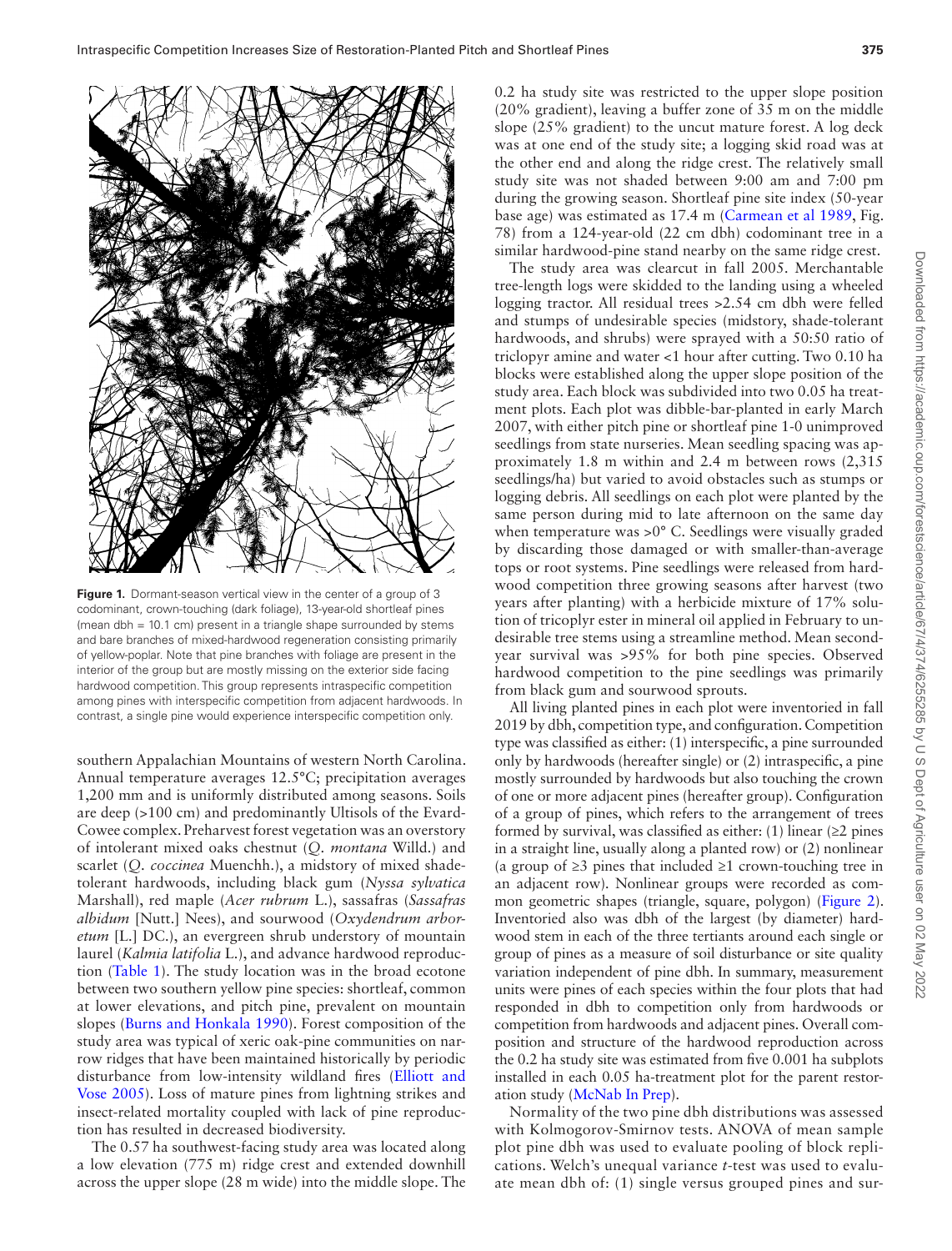**Figure 1.** Dormant-season vertical view in the center of a group of 3 codominant, crown-touching (dark foliage), 13-year-old shortleaf pines (mean dbh = 10.1 cm) present in a triangle shape surrounded by stems and bare branches of mixed-hardwood regeneration consisting primarily of yellow-poplar. Note that pine branches with foliage are present in the interior of the group but are mostly missing on the exterior side facing hardwood competition. This group represents intraspecific competition among pines with interspecific competition from adjacent hardwoods. In contrast, a single pine would experience interspecific competition only.

southern Appalachian Mountains of western North Carolina. Annual temperature averages 12.5°C; precipitation averages 1,200 mm and is uniformly distributed among seasons. Soils are deep (>100 cm) and predominantly Ultisols of the Evard-Cowee complex. Preharvest forest vegetation was an overstory of intolerant mixed oaks chestnut (*Q. montana* Willd.) and scarlet (*Q. coccinea* Muenchh.), a midstory of mixed shade-tolerant hardwoods, including black gum (*Nyssa sylvatica* Marshall), red maple (*Acer rubrum* L.), sassafras (*Sassafras albidum* [Nutt.] Nees), and sourwood (*Oxydendrum arboretum* [L.] DC.), an evergreen shrub understory of mountain laurel (*Kalmia latifolia* L.), and advance hardwood reproduction (Table 1). The study location was in the broad ecotone between two southern yellow pine species: shortleaf, common at lower elevations, and pitch pine, prevalent on mountain slopes (Burns and Honkala 1990). Forest composition of the study area was typical of xeric oak-pine communities on narrow ridges that have been maintained historically by periodic disturbance from low-intensity wildland fires (Elliott and Vose 2005). Loss of mature pines from lightning strikes and insect-related mortality coupled with lack of pine reproduction has resulted in decreased biodiversity.

The 0.57 ha southwest-facing study area was located along a low elevation (775 m) ridge crest and extended downhill across the upper slope (28 m wide) into the middle slope. The 0.2 ha study site was restricted to the upper slope position (20% gradient), leaving a buffer zone of 35 m on the middle slope (25% gradient) to the uncut mature forest. A log deck was at one end of the study site; a logging skid road was at the other end and along the ridge crest. The relatively small study site was not shaded between 9:00 am and 7:00 pm during the growing season. Shortleaf pine site index (50-year base age) was estimated as 17.4 m (Carmean et al 1989, Fig. 78) from a 124-year-old (22 cm dbh) codominant tree in a similar hardwood-pine stand nearby on the same ridge crest.

The study area was clearcut in fall 2005. Merchantable tree-length logs were skidded to the landing using a wheeled logging tractor. All residual trees >2.54 cm dbh were felled and stumps of undesirable species (midstory, shade-tolerant hardwoods, and shrubs) were sprayed with a 50:50 ratio of triclopyr amine and water <1 hour after cutting. Two 0.10 ha blocks were established along the upper slope position of the study area. Each block was subdivided into two 0.05 ha treatment plots. Each plot was dibble-bar-planted in early March 2007, with either pitch pine or shortleaf pine 1-0 unimproved seedlings from state nurseries. Mean seedling spacing was approximately 1.8 m within and 2.4 m between rows (2,315 seedlings/ha) but varied to avoid obstacles such as stumps or logging debris. All seedlings on each plot were planted by the same person during mid to late afternoon on the same day when temperature was >0° C. Seedlings were visually graded by discarding those damaged or with smaller-than-average tops or root systems. Pine seedlings were released from hardwood competition three growing seasons after harvest (two years after planting) with a herbicide mixture of 17% solution of tricoplyr ester in mineral oil applied in February to undesirable tree stems using a streamline method. Mean second-year survival was >95% for both pine species. Observed hardwood competition to the pine seedlings was primarily from black gum and sourwood sprouts.

All living planted pines in each plot were inventoried in fall 2019 by dbh, competition type, and configuration. Competition type was classified as either: (1) interspecific, a pine surrounded only by hardwoods (hereafter single) or (2) intraspecific, a pine mostly surrounded by hardwoods but also touching the crown of one or more adjacent pines (hereafter group). Configuration of a group of pines, which refers to the arrangement of trees formed by survival, was classified as either: (1) linear (≥2 pines in a straight line, usually along a planted row) or (2) nonlinear (a group of ≥3 pines that included ≥1 crown-touching tree in an adjacent row). Nonlinear groups were recorded as common geometric shapes (triangle, square, polygon) (Figure 2). Inventoried also was dbh of the largest (by diameter) hardwood stem in each of the three tertiants around each single or group of pines as a measure of soil disturbance or site quality variation independent of pine dbh. In summary, measurement units were pines of each species within the four plots that had responded in dbh to competition only from hardwoods or competition from hardwoods and adjacent pines. Overall composition and structure of the hardwood reproduction across the 0.2 ha study site was estimated from five 0.001 ha subplots installed in each 0.05 ha-treatment plot for the parent restoration study (McNab In Prep).

Normality of the two pine dbh distributions was assessed with Kolmogorov-Smirnov tests. ANOVA of mean sample plot pine dbh was used to evaluate pooling of block replications. Welch's unequal variance *t*-test was used to evaluate mean dbh of: (1) single versus grouped pines and sur-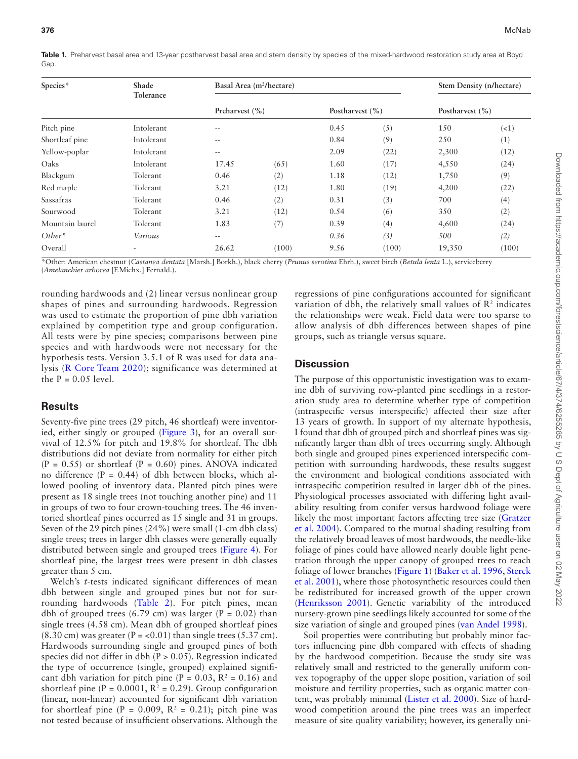**Table 1.** Preharvest basal area and 13-year postharvest basal area and stem density by species of the mixed-hardwood restoration study area at Boyd Gap.

| Species* | Shade Tolerance | Basal Area (m²/hectare) | | | | Stem Density (n/hectare) | |
|---|---|---|---|---|---|---|---|
| | | Preharvest (%) | | Postharvest (%) | | Postharvest (%) | |
| Pitch pine | Intolerant | -- | | 0.45 | (5) | 150 | (<1) |
| Shortleaf pine | Intolerant | -- | | 0.84 | (9) | 250 | (1) |
| Yellow-poplar | Intolerant | -- | | 2.09 | (22) | 2,300 | (12) |
| Oaks | Intolerant | 17.45 | (65) | 1.60 | (17) | 4,550 | (24) |
| Blackgum | Tolerant | 0.46 | (2) | 1.18 | (12) | 1,750 | (9) |
| Red maple | Tolerant | 3.21 | (12) | 1.80 | (19) | 4,200 | (22) |
| Sassafras | Tolerant | 0.46 | (2) | 0.31 | (3) | 700 | (4) |
| Sourwood | Tolerant | 3.21 | (12) | 0.54 | (6) | 350 | (2) |
| Mountain laurel | Tolerant | 1.83 | (7) | 0.39 | (4) | 4,600 | (24) |
| *Other** | *Various* | -- | | *0.36* | *(3)* | *500* | *(2)* |
| Overall | - | 26.62 | (100) | 9.56 | (100) | 19,350 | (100) |

*Other: American chestnut (*Castanea dentata* [Marsh.] Borkh.), black cherry (*Prunus serotina* Ehrh.), sweet birch (*Betula lenta* L.), serviceberry (*Amelanchier arborea* [F.Michx.] Fernald.).

rounding hardwoods and (2) linear versus nonlinear group shapes of pines and surrounding hardwoods. Regression was used to estimate the proportion of pine dbh variation explained by competition type and group configuration. All tests were by pine species; comparisons between pine species and with hardwoods were not necessary for the hypothesis tests. Version 3.5.1 of R was used for data analysis (R Core Team 2020); significance was determined at the $P = 0.05$ level.

## Results

Seventy-five pine trees (29 pitch, 46 shortleaf) were inventoried, either singly or grouped (Figure 3), for an overall survival of 12.5% for pitch and 19.8% for shortleaf. The dbh distributions did not deviate from normality for either pitch ($P = 0.55$) or shortleaf ($P = 0.60$) pines. ANOVA indicated no difference ($P = 0.44$) of dbh between blocks, which allowed pooling of inventory data. Planted pitch pines were present as 18 single trees (not touching another pine) and 11 in groups of two to four crown-touching trees. The 46 inventoried shortleaf pines occurred as 15 single and 31 in groups. Seven of the 29 pitch pines (24%) were small (1-cm dbh class) single trees; trees in larger dbh classes were generally equally distributed between single and grouped trees (Figure 4). For shortleaf pine, the largest trees were present in dbh classes greater than 5 cm.

Welch's *t*-tests indicated significant differences of mean dbh between single and grouped pines but not for surrounding hardwoods (Table 2). For pitch pines, mean dbh of grouped trees (6.79 cm) was larger ($P = 0.02$) than single trees (4.58 cm). Mean dbh of grouped shortleaf pines (8.30 cm) was greater ($P = <0.01$) than single trees (5.37 cm). Hardwoods surrounding single and grouped pines of both species did not differ in dbh ($P > 0.05$). Regression indicated the type of occurrence (single, grouped) explained significant dbh variation for pitch pine ($P = 0.03$, $R^2 = 0.16$) and shortleaf pine ($P = 0.0001$, $R^2 = 0.29$). Group configuration (linear, non-linear) accounted for significant dbh variation for shortleaf pine ($P = 0.009$, $R^2 = 0.21$); pitch pine was not tested because of insufficient observations. Although the regressions of pine configurations accounted for significant variation of dbh, the relatively small values of $R^2$ indicates the relationships were weak. Field data were too sparse to allow analysis of dbh differences between shapes of pine groups, such as triangle versus square.

## Discussion

The purpose of this opportunistic investigation was to examine dbh of surviving row-planted pine seedlings in a restoration study area to determine whether type of competition (intraspecific versus interspecific) affected their size after 13 years of growth. In support of my alternate hypothesis, I found that dbh of grouped pitch and shortleaf pines was significantly larger than dbh of trees occurring singly. Although both single and grouped pines experienced interspecific competition with surrounding hardwoods, these results suggest the environment and biological conditions associated with intraspecific competition resulted in larger dbh of the pines. Physiological processes associated with differing light availability resulting from conifer versus hardwood foliage were likely the most important factors affecting tree size (Gratzer et al. 2004). Compared to the mutual shading resulting from the relatively broad leaves of most hardwoods, the needle-like foliage of pines could have allowed nearly double light penetration through the upper canopy of grouped trees to reach foliage of lower branches (Figure 1) (Baker et al. 1996, Sterck et al. 2001), where those photosynthetic resources could then be redistributed for increased growth of the upper crown (Henriksson 2001). Genetic variability of the introduced nursery-grown pine seedlings likely accounted for some of the size variation of single and grouped pines (van Andel 1998).

Soil properties were contributing but probably minor factors influencing pine dbh compared with effects of shading by the hardwood competition. Because the study site was relatively small and restricted to the generally uniform convex topography of the upper slope position, variation of soil moisture and fertility properties, such as organic matter content, was probably minimal (Lister et al. 2000). Size of hardwood competition around the pine trees was an imperfect measure of site quality variability; however, its generally uni-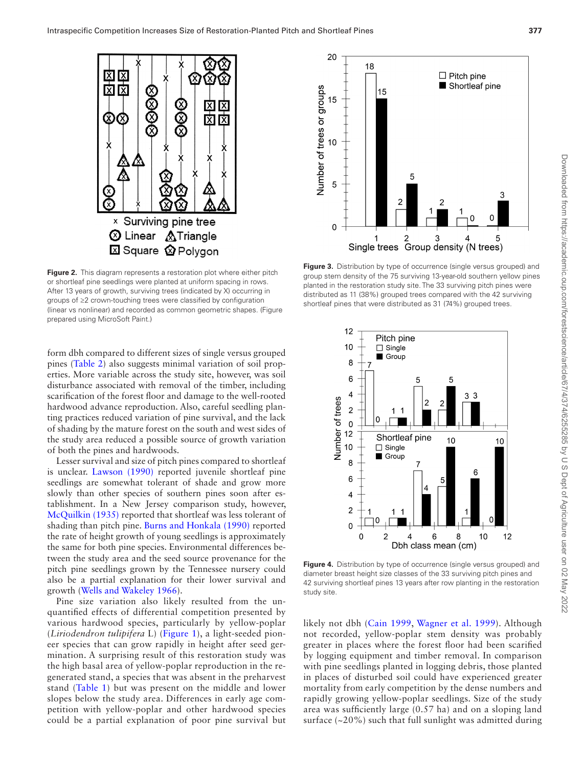Figure 2. This diagram represents a restoration plot where either pitch or shortleaf pine seedlings were planted at uniform spacing in rows. After 13 years of growth, surviving trees (indicated by X) occurring in groups of ≥2 crown-touching trees were classified by configuration (linear vs nonlinear) and recorded as common geometric shapes. (Figure prepared using MicroSoft Paint.)

Figure 3. Distribution by type of occurrence (single versus grouped) and group stem density of the 75 surviving 13-year-old southern yellow pines planted in the restoration study site. The 33 surviving pitch pines were distributed as 11 (38%) grouped trees compared with the 42 surviving shortleaf pines that were distributed as 31 (74%) grouped trees.

Figure 4. Distribution by type of occurrence (single versus grouped) and diameter breast height size classes of the 33 surviving pitch pines and 42 surviving shortleaf pines 13 years after row planting in the restoration study site.

form dbh compared to different sizes of single versus grouped pines (Table 2) also suggests minimal variation of soil properties. More variable across the study site, however, was soil disturbance associated with removal of the timber, including scarification of the forest floor and damage to the well-rooted hardwood advance reproduction. Also, careful seedling planting practices reduced variation of pine survival, and the lack of shading by the mature forest on the south and west sides of the study area reduced a possible source of growth variation of both the pines and hardwoods.

Lesser survival and size of pitch pines compared to shortleaf is unclear. Lawson (1990) reported juvenile shortleaf pine seedlings are somewhat tolerant of shade and grow more slowly than other species of southern pines soon after establishment. In a New Jersey comparison study, however, McQuilkin (1935) reported that shortleaf was less tolerant of shading than pitch pine. Burns and Honkala (1990) reported the rate of height growth of young seedlings is approximately the same for both pine species. Environmental differences between the study area and the seed source provenance for the pitch pine seedlings grown by the Tennessee nursery could also be a partial explanation for their lower survival and growth (Wells and Wakeley 1966).

Pine size variation also likely resulted from the unquantified effects of differential competition presented by various hardwood species, particularly by yellow-poplar (*Liriodendron tulipifera* L) (Figure 1), a light-seeded pioneer species that can grow rapidly in height after seed germination. A surprising result of this restoration study was the high basal area of yellow-poplar reproduction in the regenerated stand, a species that was absent in the preharvest stand (Table 1) but was present on the middle and lower slopes below the study area. Differences in early age competition with yellow-poplar and other hardwood species could be a partial explanation of poor pine survival but likely not dbh (Cain 1999, Wagner et al. 1999). Although not recorded, yellow-poplar stem density was probably greater in places where the forest floor had been scarified by logging equipment and timber removal. In comparison with pine seedlings planted in logging debris, those planted in places of disturbed soil could have experienced greater mortality from early competition by the dense numbers and rapidly growing yellow-poplar seedlings. Size of the study area was sufficiently large (0.57 ha) and on a sloping land surface (~20%) such that full sunlight was admitted during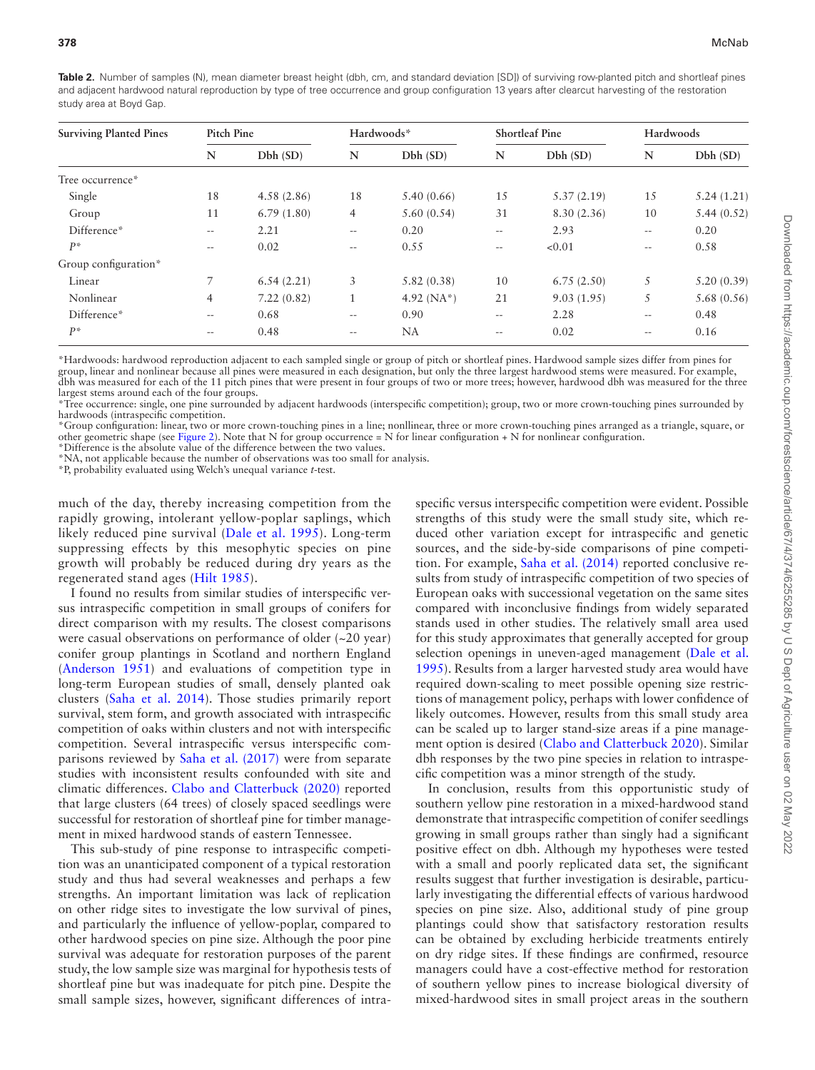**Table 2.** Number of samples (N), mean diameter breast height (dbh, cm, and standard deviation [SD]) of surviving row-planted pitch and shortleaf pines and adjacent hardwood natural reproduction by type of tree occurrence and group configuration 13 years after clearcut harvesting of the restoration study area at Boyd Gap.

| Surviving Planted Pines | Pitch Pine | | Hardwoods* | | Shortleaf Pine | | Hardwoods | |
|---|---|---|---|---|---|---|---|---|
| | N | Dbh (SD) | N | Dbh (SD) | N | Dbh (SD) | N | Dbh (SD) |
| Tree occurrence* | | | | | | | | |
| Single | 18 | 4.58 (2.86) | 18 | 5.40 (0.66) | 15 | 5.37 (2.19) | 15 | 5.24 (1.21) |
| Group | 11 | 6.79 (1.80) | 4 | 5.60 (0.54) | 31 | 8.30 (2.36) | 10 | 5.44 (0.52) |
| Difference* | -- | 2.21 | -- | 0.20 | -- | 2.93 | -- | 0.20 |
| *P** | -- | 0.02 | -- | 0.55 | -- | <0.01 | -- | 0.58 |
| Group configuration* | | | | | | | | |
| Linear | 7 | 6.54 (2.21) | 3 | 5.82 (0.38) | 10 | 6.75 (2.50) | 5 | 5.20 (0.39) |
| Nonlinear | 4 | 7.22 (0.82) | 1 | 4.92 (NA*) | 21 | 9.03 (1.95) | 5 | 5.68 (0.56) |
| Difference* | -- | 0.68 | -- | 0.90 | -- | 2.28 | -- | 0.48 |
| *P** | -- | 0.48 | -- | NA | -- | 0.02 | -- | 0.16 |

*Hardwoods: hardwood reproduction adjacent to each sampled single or group of pitch or shortleaf pines. Hardwood sample sizes differ from pines for group, linear and nonlinear because all pines were measured in each designation, but only the three largest hardwood stems were measured. For example, dbh was measured for each of the 11 pitch pines that were present in four groups of two or more trees; however, hardwood dbh was measured for the three largest stems around each of the four groups.
*Tree occurrence: single, one pine surrounded by adjacent hardwoods (interspecific competition); group, two or more crown-touching pines surrounded by hardwoods (intraspecific competition).
*Group configuration: linear, two or more crown-touching pines in a line; nonllinear, three or more crown-touching pines arranged as a triangle, square, or other geometric shape (see Figure 2). Note that N for group occurrence = N for linear configuration + N for nonlinear configuration.
*Difference is the absolute value of the difference between the two values.
*NA, not applicable because the number of observations was too small for analysis.
*P, probability evaluated using Welch's unequal variance *t*-test.

much of the day, thereby increasing competition from the rapidly growing, intolerant yellow-poplar saplings, which likely reduced pine survival (Dale et al. 1995). Long-term suppressing effects by this mesophytic species on pine growth will probably be reduced during dry years as the regenerated stand ages (Hilt 1985).

I found no results from similar studies of interspecific versus intraspecific competition in small groups of conifers for direct comparison with my results. The closest comparisons were casual observations on performance of older (~20 year) conifer group plantings in Scotland and northern England (Anderson 1951) and evaluations of competition type in long-term European studies of small, densely planted oak clusters (Saha et al. 2014). Those studies primarily report survival, stem form, and growth associated with intraspecific competition of oaks within clusters and not with interspecific competition. Several intraspecific versus interspecific comparisons reviewed by Saha et al. (2017) were from separate studies with inconsistent results confounded with site and climatic differences. Clabo and Clatterbuck (2020) reported that large clusters (64 trees) of closely spaced seedlings were successful for restoration of shortleaf pine for timber management in mixed hardwood stands of eastern Tennessee.

This sub-study of pine response to intraspecific competition was an unanticipated component of a typical restoration study and thus had several weaknesses and perhaps a few strengths. An important limitation was lack of replication on other ridge sites to investigate the low survival of pines, and particularly the influence of yellow-poplar, compared to other hardwood species on pine size. Although the poor pine survival was adequate for restoration purposes of the parent study, the low sample size was marginal for hypothesis tests of shortleaf pine but was inadequate for pitch pine. Despite the small sample sizes, however, significant differences of intraspecific versus interspecific competition were evident. Possible strengths of this study were the small study site, which reduced other variation except for intraspecific and genetic sources, and the side-by-side comparisons of pine competition. For example, Saha et al. (2014) reported conclusive results from study of intraspecific competition of two species of European oaks with successional vegetation on the same sites compared with inconclusive findings from widely separated stands used in other studies. The relatively small area used for this study approximates that generally accepted for group selection openings in uneven-aged management (Dale et al. 1995). Results from a larger harvested study area would have required down-scaling to meet possible opening size restrictions of management policy, perhaps with lower confidence of likely outcomes. However, results from this small study area can be scaled up to larger stand-size areas if a pine management option is desired (Clabo and Clatterbuck 2020). Similar dbh responses by the two pine species in relation to intraspecific competition was a minor strength of the study.

In conclusion, results from this opportunistic study of southern yellow pine restoration in a mixed-hardwood stand demonstrate that intraspecific competition of conifer seedlings growing in small groups rather than singly had a significant positive effect on dbh. Although my hypotheses were tested with a small and poorly replicated data set, the significant results suggest that further investigation is desirable, particularly investigating the differential effects of various hardwood species on pine size. Also, additional study of pine group plantings could show that satisfactory restoration results can be obtained by excluding herbicide treatments entirely on dry ridge sites. If these findings are confirmed, resource managers could have a cost-effective method for restoration of southern yellow pines to increase biological diversity of mixed-hardwood sites in small project areas in the southern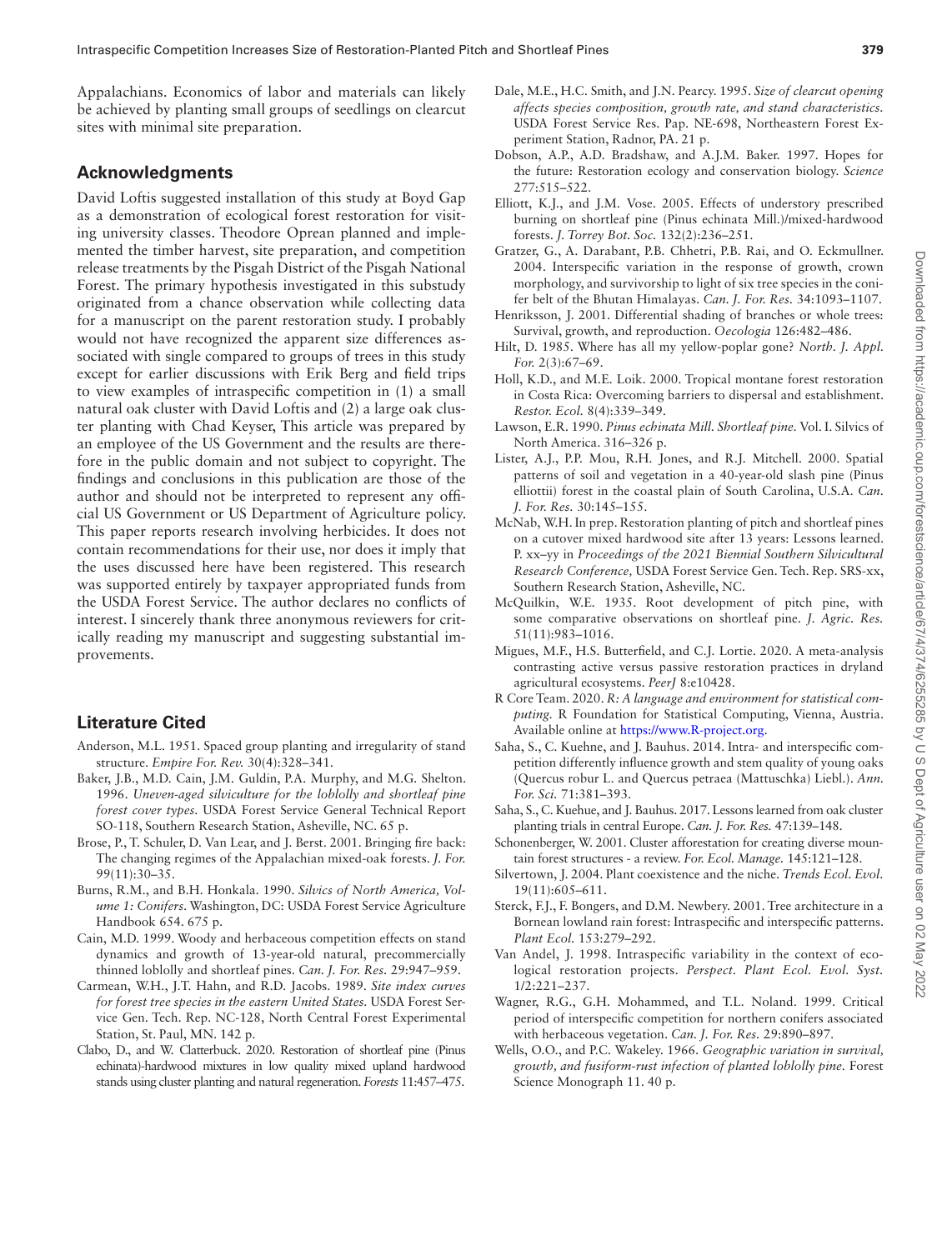Appalachians. Economics of labor and materials can likely be achieved by planting small groups of seedlings on clearcut sites with minimal site preparation.

## Acknowledgments

David Loftis suggested installation of this study at Boyd Gap as a demonstration of ecological forest restoration for visiting university classes. Theodore Oprean planned and implemented the timber harvest, site preparation, and competition release treatments by the Pisgah District of the Pisgah National Forest. The primary hypothesis investigated in this substudy originated from a chance observation while collecting data for a manuscript on the parent restoration study. I probably would not have recognized the apparent size differences associated with single compared to groups of trees in this study except for earlier discussions with Erik Berg and field trips to view examples of intraspecific competition in (1) a small natural oak cluster with David Loftis and (2) a large oak cluster planting with Chad Keyser, This article was prepared by an employee of the US Government and the results are therefore in the public domain and not subject to copyright. The findings and conclusions in this publication are those of the author and should not be interpreted to represent any official US Government or US Department of Agriculture policy. This paper reports research involving herbicides. It does not contain recommendations for their use, nor does it imply that the uses discussed here have been registered. This research was supported entirely by taxpayer appropriated funds from the USDA Forest Service. The author declares no conflicts of interest. I sincerely thank three anonymous reviewers for critically reading my manuscript and suggesting substantial improvements.

## Literature Cited

Anderson, M.L. 1951. Spaced group planting and irregularity of stand structure. *Empire For. Rev.* 30(4):328–341.

Baker, J.B., M.D. Cain, J.M. Guldin, P.A. Murphy, and M.G. Shelton. 1996. *Uneven-aged silviculture for the loblolly and shortleaf pine forest cover types.* USDA Forest Service General Technical Report SO-118, Southern Research Station, Asheville, NC. 65 p.

Brose, P., T. Schuler, D. Van Lear, and J. Berst. 2001. Bringing fire back: The changing regimes of the Appalachian mixed-oak forests. *J. For.* 99(11):30–35.

Burns, R.M., and B.H. Honkala. 1990. *Silvics of North America, Volume 1: Conifers*. Washington, DC: USDA Forest Service Agriculture Handbook 654. 675 p.

Cain, M.D. 1999. Woody and herbaceous competition effects on stand dynamics and growth of 13-year-old natural, precommercially thinned loblolly and shortleaf pines. *Can. J. For. Res.* 29:947–959.

Carmean, W.H., J.T. Hahn, and R.D. Jacobs. 1989. *Site index curves for forest tree species in the eastern United States.* USDA Forest Service Gen. Tech. Rep. NC-128, North Central Forest Experimental Station, St. Paul, MN. 142 p.

Clabo, D., and W. Clatterbuck. 2020. Restoration of shortleaf pine (Pinus echinata)-hardwood mixtures in low quality mixed upland hardwood stands using cluster planting and natural regeneration. *Forests* 11:457–475.

Dale, M.E., H.C. Smith, and J.N. Pearcy. 1995. *Size of clearcut opening affects species composition, growth rate, and stand characteristics.* USDA Forest Service Res. Pap. NE-698, Northeastern Forest Experiment Station, Radnor, PA. 21 p.

Dobson, A.P., A.D. Bradshaw, and A.J.M. Baker. 1997. Hopes for the future: Restoration ecology and conservation biology. *Science* 277:515–522.

Elliott, K.J., and J.M. Vose. 2005. Effects of understory prescribed burning on shortleaf pine (Pinus echinata Mill.)/mixed-hardwood forests. *J. Torrey Bot. Soc.* 132(2):236–251.

Gratzer, G., A. Darabant, P.B. Chhetri, P.B. Rai, and O. Eckmullner. 2004. Interspecific variation in the response of growth, crown morphology, and survivorship to light of six tree species in the conifer belt of the Bhutan Himalayas. *Can. J. For. Res.* 34:1093–1107.

Henriksson, J. 2001. Differential shading of branches or whole trees: Survival, growth, and reproduction. *Oecologia* 126:482–486.

Hilt, D. 1985. Where has all my yellow-poplar gone? *North. J. Appl. For.* 2(3):67–69.

Holl, K.D., and M.E. Loik. 2000. Tropical montane forest restoration in Costa Rica: Overcoming barriers to dispersal and establishment. *Restor. Ecol.* 8(4):339–349.

Lawson, E.R. 1990. *Pinus echinata Mill. Shortleaf pine.* Vol. I. Silvics of North America. 316–326 p.

Lister, A.J., P.P. Mou, R.H. Jones, and R.J. Mitchell. 2000. Spatial patterns of soil and vegetation in a 40-year-old slash pine (Pinus elliottii) forest in the coastal plain of South Carolina, U.S.A. *Can. J. For. Res.* 30:145–155.

McNab, W.H. In prep. Restoration planting of pitch and shortleaf pines on a cutover mixed hardwood site after 13 years: Lessons learned. P. xx–yy in *Proceedings of the 2021 Biennial Southern Silvicultural Research Conference,* USDA Forest Service Gen. Tech. Rep. SRS-xx, Southern Research Station, Asheville, NC.

McQuilkin, W.E. 1935. Root development of pitch pine, with some comparative observations on shortleaf pine. *J. Agric. Res.* 51(11):983–1016.

Migues, M.F., H.S. Butterfield, and C.J. Lortie. 2020. A meta-analysis contrasting active versus passive restoration practices in dryland agricultural ecosystems. *PeerJ* 8:e10428.

R Core Team. 2020. *R: A language and environment for statistical computing.* R Foundation for Statistical Computing, Vienna, Austria. Available online at https://www.R-project.org.

Saha, S., C. Kuehne, and J. Bauhus. 2014. Intra- and interspecific competition differently influence growth and stem quality of young oaks (Quercus robur L. and Quercus petraea (Mattuschka) Liebl.). *Ann. For. Sci.* 71:381–393.

Saha, S., C. Kuehue, and J. Bauhus. 2017. Lessons learned from oak cluster planting trials in central Europe. *Can. J. For. Res.* 47:139–148.

Schonenberger, W. 2001. Cluster afforestation for creating diverse mountain forest structures - a review. *For. Ecol. Manage.* 145:121–128.

Silvertown, J. 2004. Plant coexistence and the niche. *Trends Ecol. Evol.* 19(11):605–611.

Sterck, F.J., F. Bongers, and D.M. Newbery. 2001. Tree architecture in a Bornean lowland rain forest: Intraspecific and interspecific patterns. *Plant Ecol.* 153:279–292.

Van Andel, J. 1998. Intraspecific variability in the context of ecological restoration projects. *Perspect. Plant Ecol. Evol. Syst.* 1/2:221–237.

Wagner, R.G., G.H. Mohammed, and T.L. Noland. 1999. Critical period of interspecific competition for northern conifers associated with herbaceous vegetation. *Can. J. For. Res.* 29:890–897.

Wells, O.O., and P.C. Wakeley. 1966. *Geographic variation in survival, growth, and fusiform-rust infection of planted loblolly pine.* Forest Science Monograph 11. 40 p.